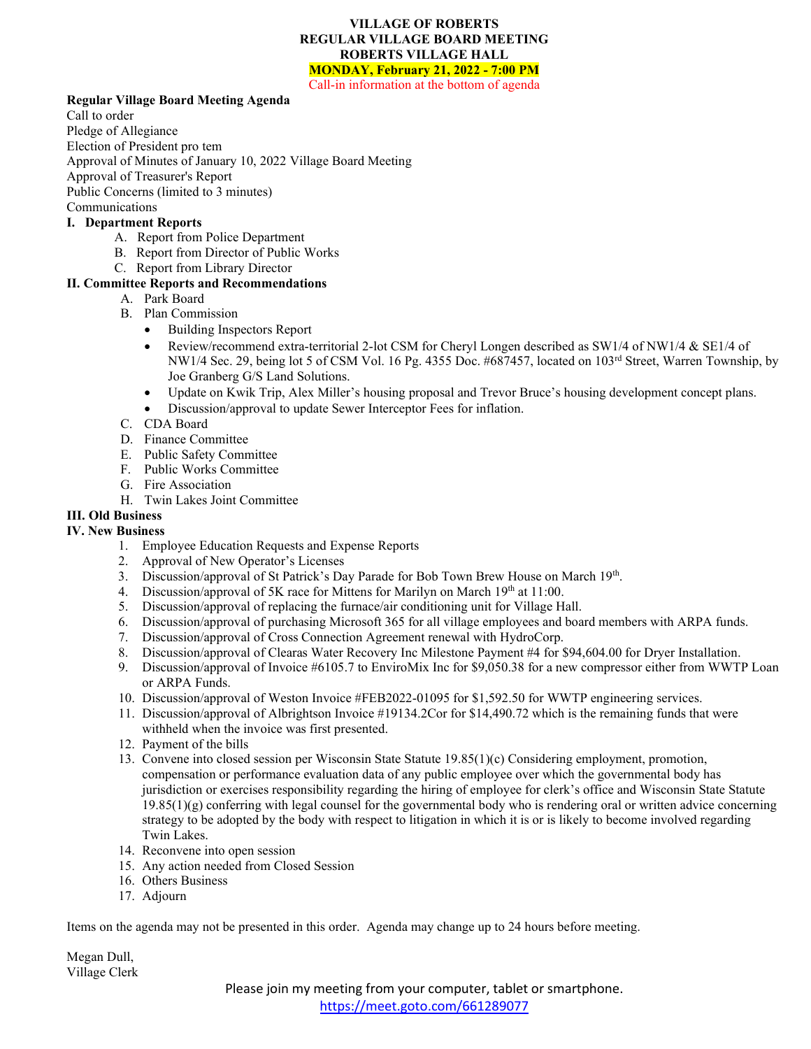**VILLAGE OF ROBERTS**
**REGULAR VILLAGE BOARD MEETING**
**ROBERTS VILLAGE HALL**
**MONDAY, February 21, 2022 - 7:00 PM**
Call-in information at the bottom of agenda

**Regular Village Board Meeting Agenda**
Call to order
Pledge of Allegiance
Election of President pro tem
Approval of Minutes of January 10, 2022 Village Board Meeting
Approval of Treasurer's Report
Public Concerns (limited to 3 minutes)
Communications

**I. Department Reports**
- A. Report from Police Department
- B. Report from Director of Public Works
- C. Report from Library Director

**II. Committee Reports and Recommendations**
- A. Park Board
- B. Plan Commission
  - Building Inspectors Report
  - Review/recommend extra-territorial 2-lot CSM for Cheryl Longen described as SW1/4 of NW1/4 & SE1/4 of NW1/4 Sec. 29, being lot 5 of CSM Vol. 16 Pg. 4355 Doc. #687457, located on 103rd Street, Warren Township, by Joe Granberg G/S Land Solutions.
  - Update on Kwik Trip, Alex Miller's housing proposal and Trevor Bruce's housing development concept plans.
  - Discussion/approval to update Sewer Interceptor Fees for inflation.
- C. CDA Board
- D. Finance Committee
- E. Public Safety Committee
- F. Public Works Committee
- G. Fire Association
- H. Twin Lakes Joint Committee

**III. Old Business**

**IV. New Business**
1. Employee Education Requests and Expense Reports
2. Approval of New Operator's Licenses
3. Discussion/approval of St Patrick's Day Parade for Bob Town Brew House on March 19th.
4. Discussion/approval of 5K race for Mittens for Marilyn on March 19th at 11:00.
5. Discussion/approval of replacing the furnace/air conditioning unit for Village Hall.
6. Discussion/approval of purchasing Microsoft 365 for all village employees and board members with ARPA funds.
7. Discussion/approval of Cross Connection Agreement renewal with HydroCorp.
8. Discussion/approval of Clearas Water Recovery Inc Milestone Payment #4 for $94,604.00 for Dryer Installation.
9. Discussion/approval of Invoice #6105.7 to EnviroMix Inc for $9,050.38 for a new compressor either from WWTP Loan or ARPA Funds.
10. Discussion/approval of Weston Invoice #FEB2022-01095 for $1,592.50 for WWTP engineering services.
11. Discussion/approval of Albrightson Invoice #19134.2Cor for $14,490.72 which is the remaining funds that were withheld when the invoice was first presented.
12. Payment of the bills
13. Convene into closed session per Wisconsin State Statute 19.85(1)(c) Considering employment, promotion, compensation or performance evaluation data of any public employee over which the governmental body has jurisdiction or exercises responsibility regarding the hiring of employee for clerk's office and Wisconsin State Statute 19.85(1)(g) conferring with legal counsel for the governmental body who is rendering oral or written advice concerning strategy to be adopted by the body with respect to litigation in which it is or is likely to become involved regarding Twin Lakes.
14. Reconvene into open session
15. Any action needed from Closed Session
16. Others Business
17. Adjourn

Items on the agenda may not be presented in this order. Agenda may change up to 24 hours before meeting.

Megan Dull,
Village Clerk

Please join my meeting from your computer, tablet or smartphone.
https://meet.goto.com/661289077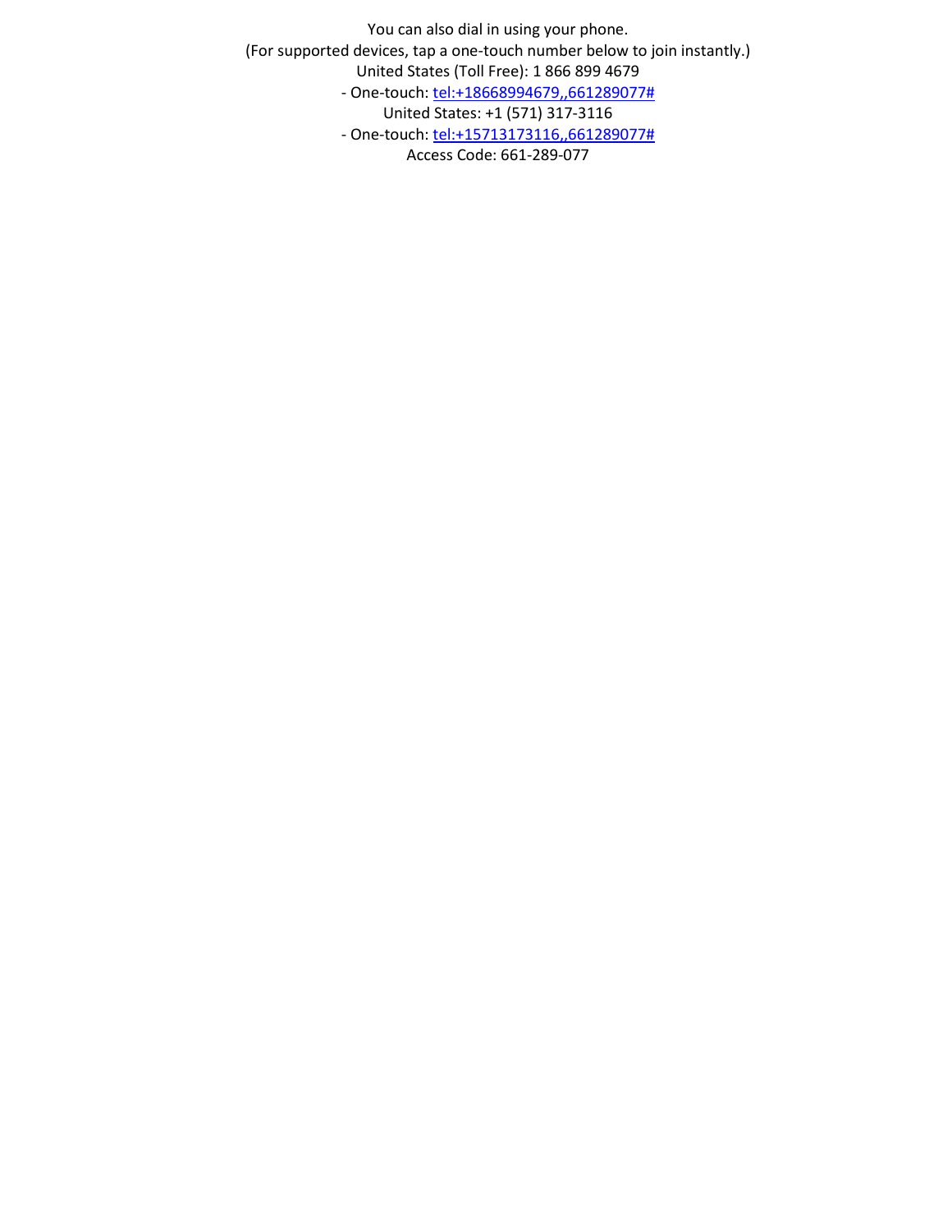You can also dial in using your phone.

(For supported devices, tap a one-touch number below to join instantly.)

United States (Toll Free): 1 866 899 4679

- One-touch: tel:+18668994679,,661289077#

United States: +1 (571) 317-3116

- One-touch: tel:+15713173116,,661289077#

Access Code: 661-289-077